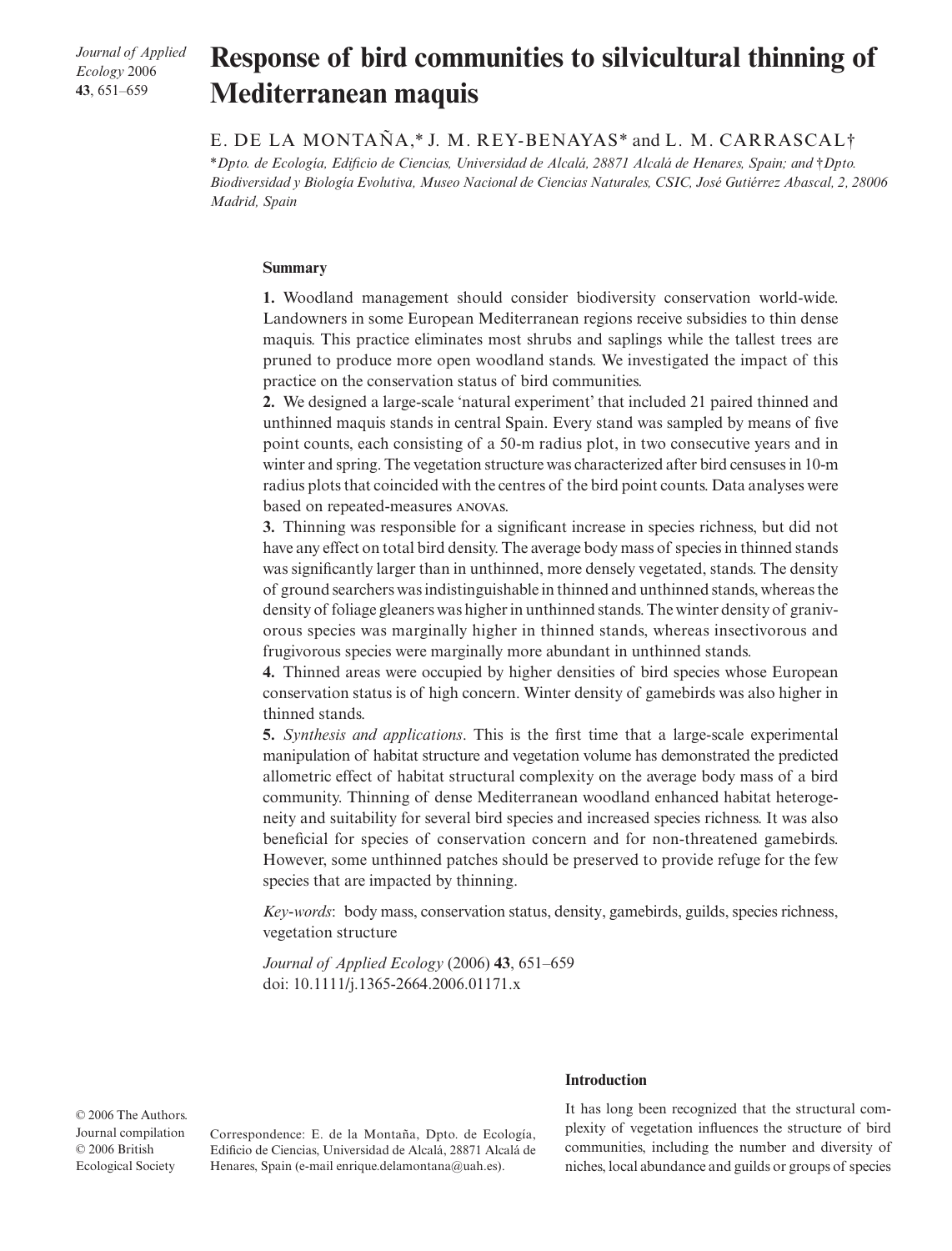# Response of bird communities to silvicultural thinning of Mediterranean maquis

E. DE LA MONTAÑA,* J. M. REY-BENAYAS* and L. M. CARRASCAL†

*\*Dpto. de Ecología, Edificio de Ciencias, Universidad de Alcalá, 28871 Alcalá de Henares, Spain; and †Dpto. Biodiversidad y Biología Evolutiva, Museo Nacional de Ciencias Naturales, CSIC, José Gutiérrez Abascal, 2, 28006 Madrid, Spain*

## Summary

**1.** Woodland management should consider biodiversity conservation world-wide. Landowners in some European Mediterranean regions receive subsidies to thin dense maquis. This practice eliminates most shrubs and saplings while the tallest trees are pruned to produce more open woodland stands. We investigated the impact of this practice on the conservation status of bird communities.

**2.** We designed a large-scale 'natural experiment' that included 21 paired thinned and unthinned maquis stands in central Spain. Every stand was sampled by means of five point counts, each consisting of a 50-m radius plot, in two consecutive years and in winter and spring. The vegetation structure was characterized after bird censuses in 10-m radius plots that coincided with the centres of the bird point counts. Data analyses were based on repeated-measures ANOVAS.

**3.** Thinning was responsible for a significant increase in species richness, but did not have any effect on total bird density. The average body mass of species in thinned stands was significantly larger than in unthinned, more densely vegetated, stands. The density of ground searchers was indistinguishable in thinned and unthinned stands, whereas the density of foliage gleaners was higher in unthinned stands. The winter density of granivorous species was marginally higher in thinned stands, whereas insectivorous and frugivorous species were marginally more abundant in unthinned stands.

**4.** Thinned areas were occupied by higher densities of bird species whose European conservation status is of high concern. Winter density of gamebirds was also higher in thinned stands.

**5.** *Synthesis and applications*. This is the first time that a large-scale experimental manipulation of habitat structure and vegetation volume has demonstrated the predicted allometric effect of habitat structural complexity on the average body mass of a bird community. Thinning of dense Mediterranean woodland enhanced habitat heterogeneity and suitability for several bird species and increased species richness. It was also beneficial for species of conservation concern and for non-threatened gamebirds. However, some unthinned patches should be preserved to provide refuge for the few species that are impacted by thinning.

*Key-words*: body mass, conservation status, density, gamebirds, guilds, species richness, vegetation structure

*Journal of Applied Ecology* (2006) **43**, 651–659
doi: 10.1111/j.1365-2664.2006.01171.x

© 2006 The Authors. Journal compilation © 2006 British Ecological Society

Correspondence: E. de la Montaña, Dpto. de Ecología, Edificio de Ciencias, Universidad de Alcalá, 28871 Alcalá de Henares, Spain (e-mail enrique.delamontana@uah.es).

## Introduction

It has long been recognized that the structural complexity of vegetation influences the structure of bird communities, including the number and diversity of niches, local abundance and guilds or groups of species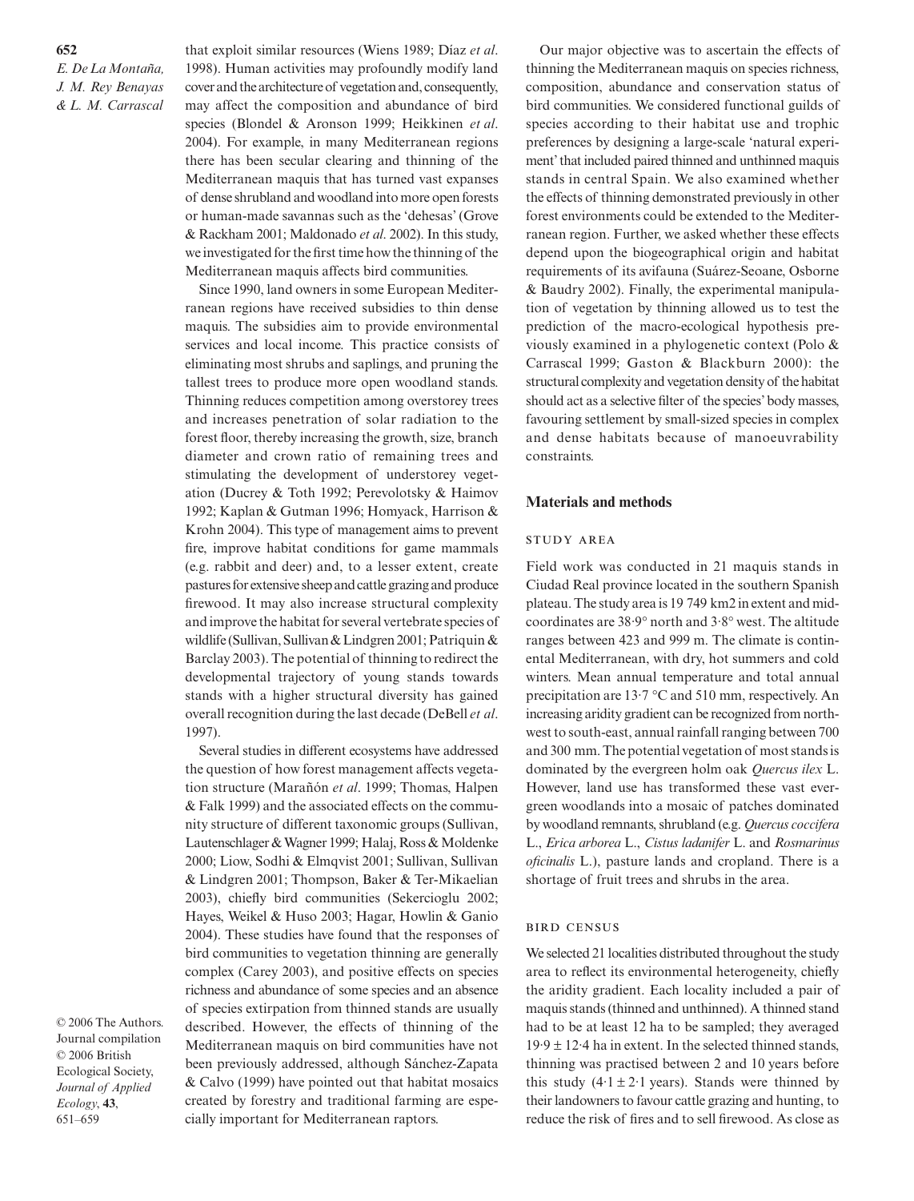that exploit similar resources (Wiens 1989; Díaz *et al*. 1998). Human activities may profoundly modify land cover and the architecture of vegetation and, consequently, may affect the composition and abundance of bird species (Blondel & Aronson 1999; Heikkinen *et al*. 2004). For example, in many Mediterranean regions there has been secular clearing and thinning of the Mediterranean maquis that has turned vast expanses of dense shrubland and woodland into more open forests or human-made savannas such as the 'dehesas' (Grove & Rackham 2001; Maldonado *et al*. 2002). In this study, we investigated for the first time how the thinning of the Mediterranean maquis affects bird communities.

Since 1990, land owners in some European Mediterranean regions have received subsidies to thin dense maquis. The subsidies aim to provide environmental services and local income. This practice consists of eliminating most shrubs and saplings, and pruning the tallest trees to produce more open woodland stands. Thinning reduces competition among overstorey trees and increases penetration of solar radiation to the forest floor, thereby increasing the growth, size, branch diameter and crown ratio of remaining trees and stimulating the development of understorey vegetation (Ducrey & Toth 1992; Perevolotsky & Haimov 1992; Kaplan & Gutman 1996; Homyack, Harrison & Krohn 2004). This type of management aims to prevent fire, improve habitat conditions for game mammals (e.g. rabbit and deer) and, to a lesser extent, create pastures for extensive sheep and cattle grazing and produce firewood. It may also increase structural complexity and improve the habitat for several vertebrate species of wildlife (Sullivan, Sullivan & Lindgren 2001; Patriquin & Barclay 2003). The potential of thinning to redirect the developmental trajectory of young stands towards stands with a higher structural diversity has gained overall recognition during the last decade (DeBell *et al*. 1997).

Several studies in different ecosystems have addressed the question of how forest management affects vegetation structure (Marañón *et al*. 1999; Thomas, Halpen & Falk 1999) and the associated effects on the community structure of different taxonomic groups (Sullivan, Lautenschlager & Wagner 1999; Halaj, Ross & Moldenke 2000; Liow, Sodhi & Elmqvist 2001; Sullivan, Sullivan & Lindgren 2001; Thompson, Baker & Ter-Mikaelian 2003), chiefly bird communities (Sekercioglu 2002; Hayes, Weikel & Huso 2003; Hagar, Howlin & Ganio 2004). These studies have found that the responses of bird communities to vegetation thinning are generally complex (Carey 2003), and positive effects on species richness and abundance of some species and an absence of species extirpation from thinned stands are usually described. However, the effects of thinning of the Mediterranean maquis on bird communities have not been previously addressed, although Sánchez-Zapata & Calvo (1999) have pointed out that habitat mosaics created by forestry and traditional farming are especially important for Mediterranean raptors.

Our major objective was to ascertain the effects of thinning the Mediterranean maquis on species richness, composition, abundance and conservation status of bird communities. We considered functional guilds of species according to their habitat use and trophic preferences by designing a large-scale 'natural experiment' that included paired thinned and unthinned maquis stands in central Spain. We also examined whether the effects of thinning demonstrated previously in other forest environments could be extended to the Mediterranean region. Further, we asked whether these effects depend upon the biogeographical origin and habitat requirements of its avifauna (Suárez-Seoane, Osborne & Baudry 2002). Finally, the experimental manipulation of vegetation by thinning allowed us to test the prediction of the macro-ecological hypothesis previously examined in a phylogenetic context (Polo & Carrascal 1999; Gaston & Blackburn 2000): the structural complexity and vegetation density of the habitat should act as a selective filter of the species' body masses, favouring settlement by small-sized species in complex and dense habitats because of manoeuvrability constraints.

## Materials and methods

### Study area

Field work was conducted in 21 maquis stands in Ciudad Real province located in the southern Spanish plateau. The study area is 19 749 km2 in extent and mid-coordinates are 38·9° north and 3·8° west. The altitude ranges between 423 and 999 m. The climate is continental Mediterranean, with dry, hot summers and cold winters. Mean annual temperature and total annual precipitation are 13·7 °C and 510 mm, respectively. An increasing aridity gradient can be recognized from north-west to south-east, annual rainfall ranging between 700 and 300 mm. The potential vegetation of most stands is dominated by the evergreen holm oak *Quercus ilex* L. However, land use has transformed these vast evergreen woodlands into a mosaic of patches dominated by woodland remnants, shrubland (e.g. *Quercus coccifera* L., *Erica arborea* L., *Cistus ladanifer* L. and *Rosmarinus oficinalis* L.), pasture lands and cropland. There is a shortage of fruit trees and shrubs in the area.

### Bird census

We selected 21 localities distributed throughout the study area to reflect its environmental heterogeneity, chiefly the aridity gradient. Each locality included a pair of maquis stands (thinned and unthinned). A thinned stand had to be at least 12 ha to be sampled; they averaged $19·9 \pm 12·4$ ha in extent. In the selected thinned stands, thinning was practised between 2 and 10 years before this study ($4·1 \pm 2·1$ years). Stands were thinned by their landowners to favour cattle grazing and hunting, to reduce the risk of fires and to sell firewood. As close as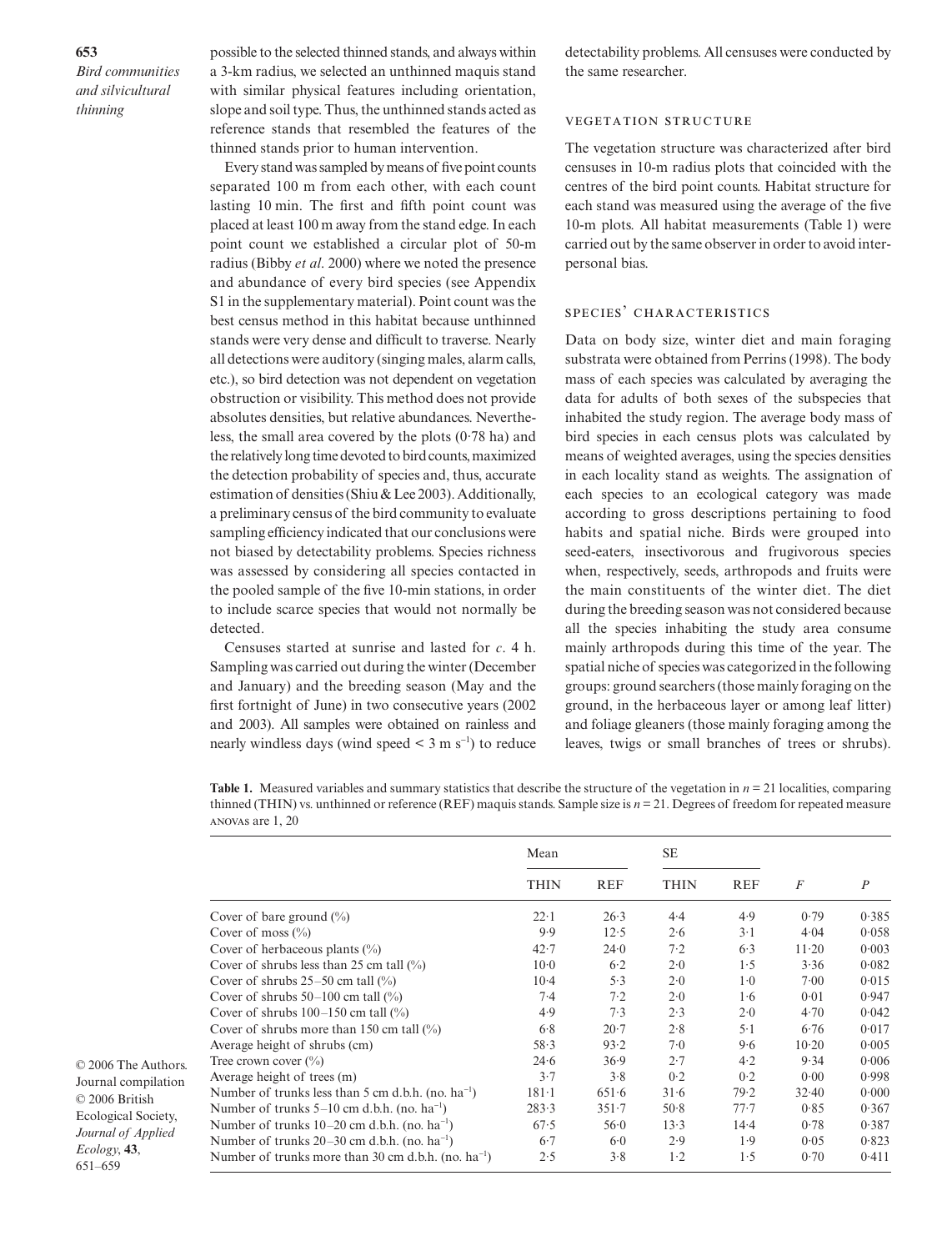possible to the selected thinned stands, and always within a 3-km radius, we selected an unthinned maquis stand with similar physical features including orientation, slope and soil type. Thus, the unthinned stands acted as reference stands that resembled the features of the thinned stands prior to human intervention.

Every stand was sampled by means of five point counts separated 100 m from each other, with each count lasting 10 min. The first and fifth point count was placed at least 100 m away from the stand edge. In each point count we established a circular plot of 50-m radius (Bibby *et al*. 2000) where we noted the presence and abundance of every bird species (see Appendix S1 in the supplementary material). Point count was the best census method in this habitat because unthinned stands were very dense and difficult to traverse. Nearly all detections were auditory (singing males, alarm calls, etc.), so bird detection was not dependent on vegetation obstruction or visibility. This method does not provide absolutes densities, but relative abundances. Nevertheless, the small area covered by the plots (0·78 ha) and the relatively long time devoted to bird counts, maximized the detection probability of species and, thus, accurate estimation of densities (Shiu & Lee 2003). Additionally, a preliminary census of the bird community to evaluate sampling efficiency indicated that our conclusions were not biased by detectability problems. Species richness was assessed by considering all species contacted in the pooled sample of the five 10-min stations, in order to include scarce species that would not normally be detected.

Censuses started at sunrise and lasted for *c*. 4 h. Sampling was carried out during the winter (December and January) and the breeding season (May and the first fortnight of June) in two consecutive years (2002 and 2003). All samples were obtained on rainless and nearly windless days (wind speed < 3 m s$^{-1}$) to reduce detectability problems. All censuses were conducted by the same researcher.

### Vegetation structure

The vegetation structure was characterized after bird censuses in 10-m radius plots that coincided with the centres of the bird point counts. Habitat structure for each stand was measured using the average of the five 10-m plots. All habitat measurements (Table 1) were carried out by the same observer in order to avoid interpersonal bias.

### Species' characteristics

Data on body size, winter diet and main foraging substrata were obtained from Perrins (1998). The body mass of each species was calculated by averaging the data for adults of both sexes of the subspecies that inhabited the study region. The average body mass of bird species in each census plots was calculated by means of weighted averages, using the species densities in each locality stand as weights. The assignation of each species to an ecological category was made according to gross descriptions pertaining to food habits and spatial niche. Birds were grouped into seed-eaters, insectivorous and frugivorous species when, respectively, seeds, arthropods and fruits were the main constituents of the winter diet. The diet during the breeding season was not considered because all the species inhabiting the study area consume mainly arthropods during this time of the year. The spatial niche of species was categorized in the following groups: ground searchers (those mainly foraging on the ground, in the herbaceous layer or among leaf litter) and foliage gleaners (those mainly foraging among the leaves, twigs or small branches of trees or shrubs).

**Table 1.** Measured variables and summary statistics that describe the structure of the vegetation in $n = 21$ localities, comparing thinned (THIN) vs. unthinned or reference (REF) maquis stands. Sample size is $n = 21$. Degrees of freedom for repeated measure ANOVAs are 1, 20

| | Mean | | SE | | | |
|---|---|---|---|---|---|---|
| | THIN | REF | THIN | REF | $F$ | $P$ |
| Cover of bare ground (%) | 22·1 | 26·3 | 4·4 | 4·9 | 0·79 | 0·385 |
| Cover of moss (%) | 9·9 | 12·5 | 2·6 | 3·1 | 4·04 | 0·058 |
| Cover of herbaceous plants (%) | 42·7 | 24·0 | 7·2 | 6·3 | 11·20 | 0·003 |
| Cover of shrubs less than 25 cm tall (%) | 10·0 | 6·2 | 2·0 | 1·5 | 3·36 | 0·082 |
| Cover of shrubs 25–50 cm tall (%) | 10·4 | 5·3 | 2·0 | 1·0 | 7·00 | 0·015 |
| Cover of shrubs 50–100 cm tall (%) | 7·4 | 7·2 | 2·0 | 1·6 | 0·01 | 0·947 |
| Cover of shrubs 100–150 cm tall (%) | 4·9 | 7·3 | 2·3 | 2·0 | 4·70 | 0·042 |
| Cover of shrubs more than 150 cm tall (%) | 6·8 | 20·7 | 2·8 | 5·1 | 6·76 | 0·017 |
| Average height of shrubs (cm) | 58·3 | 93·2 | 7·0 | 9·6 | 10·20 | 0·005 |
| Tree crown cover (%) | 24·6 | 36·9 | 2·7 | 4·2 | 9·34 | 0·006 |
| Average height of trees (m) | 3·7 | 3·8 | 0·2 | 0·2 | 0·00 | 0·998 |
| Number of trunks less than 5 cm d.b.h. (no. ha$^{-1}$) | 181·1 | 651·6 | 31·6 | 79·2 | 32·40 | 0·000 |
| Number of trunks 5–10 cm d.b.h. (no. ha$^{-1}$) | 283·3 | 351·7 | 50·8 | 77·7 | 0·85 | 0·367 |
| Number of trunks 10–20 cm d.b.h. (no. ha$^{-1}$) | 67·5 | 56·0 | 13·3 | 14·4 | 0·78 | 0·387 |
| Number of trunks 20–30 cm d.b.h. (no. ha$^{-1}$) | 6·7 | 6·0 | 2·9 | 1·9 | 0·05 | 0·823 |
| Number of trunks more than 30 cm d.b.h. (no. ha$^{-1}$) | 2·5 | 3·8 | 1·2 | 1·5 | 0·70 | 0·411 |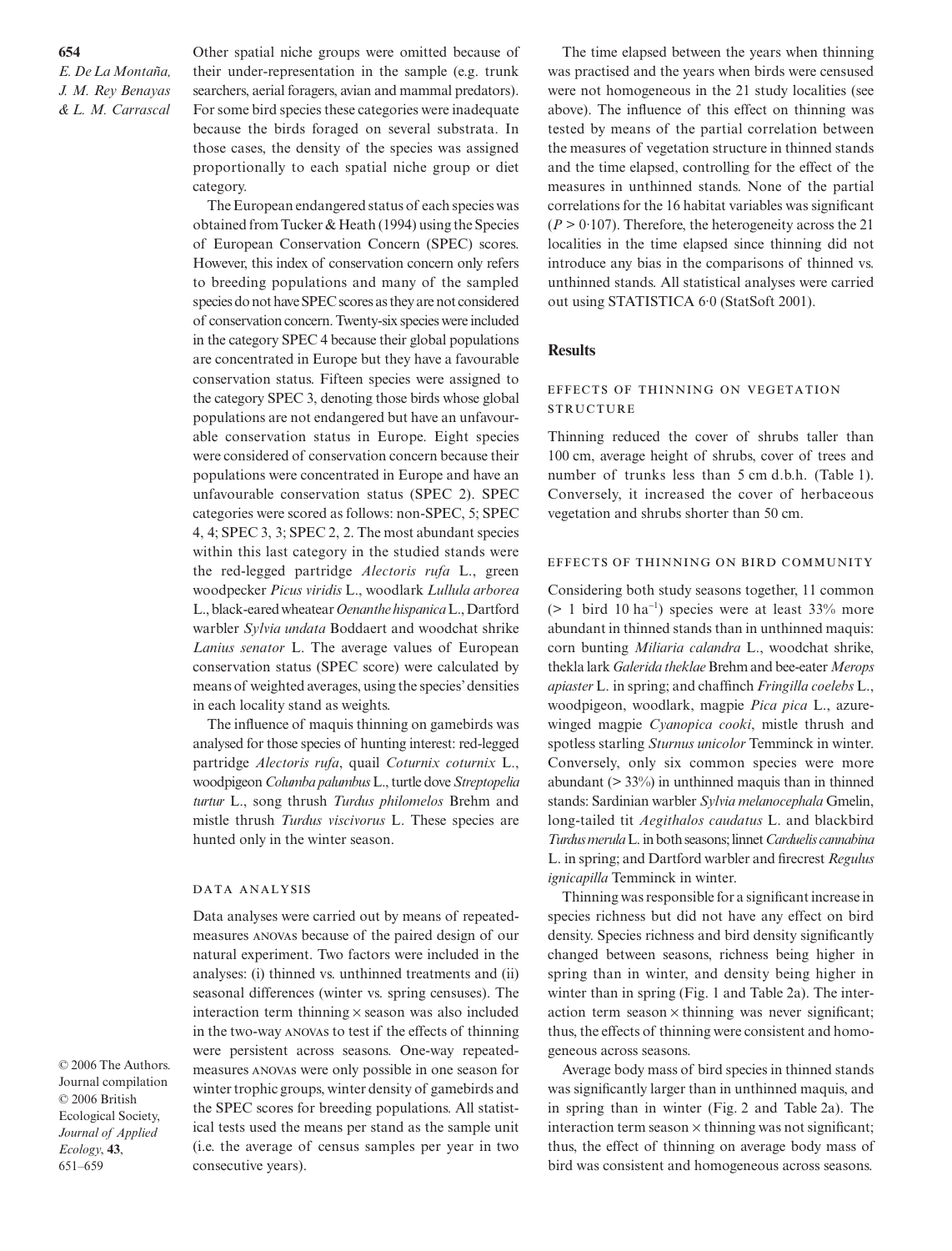Other spatial niche groups were omitted because of their under-representation in the sample (e.g. trunk searchers, aerial foragers, avian and mammal predators). For some bird species these categories were inadequate because the birds foraged on several substrata. In those cases, the density of the species was assigned proportionally to each spatial niche group or diet category.

The European endangered status of each species was obtained from Tucker & Heath (1994) using the Species of European Conservation Concern (SPEC) scores. However, this index of conservation concern only refers to breeding populations and many of the sampled species do not have SPEC scores as they are not considered of conservation concern. Twenty-six species were included in the category SPEC 4 because their global populations are concentrated in Europe but they have a favourable conservation status. Fifteen species were assigned to the category SPEC 3, denoting those birds whose global populations are not endangered but have an unfavourable conservation status in Europe. Eight species were considered of conservation concern because their populations were concentrated in Europe and have an unfavourable conservation status (SPEC 2). SPEC categories were scored as follows: non-SPEC, 5; SPEC 4, 4; SPEC 3, 3; SPEC 2, 2. The most abundant species within this last category in the studied stands were the red-legged partridge *Alectoris rufa* L., green woodpecker *Picus viridis* L., woodlark *Lullula arborea* L., black-eared wheatear *Oenanthe hispanica* L., Dartford warbler *Sylvia undata* Boddaert and woodchat shrike *Lanius senator* L. The average values of European conservation status (SPEC score) were calculated by means of weighted averages, using the species' densities in each locality stand as weights.

The influence of maquis thinning on gamebirds was analysed for those species of hunting interest: red-legged partridge *Alectoris rufa*, quail *Coturnix coturnix* L., woodpigeon *Columba palumbus* L., turtle dove *Streptopelia turtur* L., song thrush *Turdus philomelos* Brehm and mistle thrush *Turdus viscivorus* L. These species are hunted only in the winter season.

### Data analysis

Data analyses were carried out by means of repeated-measures ANOVAs because of the paired design of our natural experiment. Two factors were included in the analyses: (i) thinned vs. unthinned treatments and (ii) seasonal differences (winter vs. spring censuses). The interaction term thinning × season was also included in the two-way ANOVAs to test if the effects of thinning were persistent across seasons. One-way repeated-measures ANOVAs were only possible in one season for winter trophic groups, winter density of gamebirds and the SPEC scores for breeding populations. All statistical tests used the means per stand as the sample unit (i.e. the average of census samples per year in two consecutive years).

The time elapsed between the years when thinning was practised and the years when birds were censused were not homogeneous in the 21 study localities (see above). The influence of this effect on thinning was tested by means of the partial correlation between the measures of vegetation structure in thinned stands and the time elapsed, controlling for the effect of the measures in unthinned stands. None of the partial correlations for the 16 habitat variables was significant ($P > 0{\cdot}107$). Therefore, the heterogeneity across the 21 localities in the time elapsed since thinning did not introduce any bias in the comparisons of thinned vs. unthinned stands. All statistical analyses were carried out using STATISTICA 6·0 (StatSoft 2001).

## Results

### Effects of thinning on vegetation structure

Thinning reduced the cover of shrubs taller than 100 cm, average height of shrubs, cover of trees and number of trunks less than 5 cm d.b.h. (Table 1). Conversely, it increased the cover of herbaceous vegetation and shrubs shorter than 50 cm.

### Effects of thinning on bird community

Considering both study seasons together, 11 common ($> 1$ bird 10 ha$^{-1}$) species were at least 33% more abundant in thinned stands than in unthinned maquis: corn bunting *Miliaria calandra* L., woodchat shrike, thekla lark *Galerida theklae* Brehm and bee-eater *Merops apiaster* L. in spring; and chaffinch *Fringilla coelebs* L., woodpigeon, woodlark, magpie *Pica pica* L., azure-winged magpie *Cyanopica cooki*, mistle thrush and spotless starling *Sturnus unicolor* Temminck in winter. Conversely, only six common species were more abundant ($> 33\%$) in unthinned maquis than in thinned stands: Sardinian warbler *Sylvia melanocephala* Gmelin, long-tailed tit *Aegithalos caudatus* L. and blackbird *Turdus merula* L. in both seasons; linnet *Carduelis cannabina* L. in spring; and Dartford warbler and firecrest *Regulus ignicapilla* Temminck in winter.

Thinning was responsible for a significant increase in species richness but did not have any effect on bird density. Species richness and bird density significantly changed between seasons, richness being higher in spring than in winter, and density being higher in winter than in spring (Fig. 1 and Table 2a). The interaction term season × thinning was never significant; thus, the effects of thinning were consistent and homogeneous across seasons.

Average body mass of bird species in thinned stands was significantly larger than in unthinned maquis, and in spring than in winter (Fig. 2 and Table 2a). The interaction term season × thinning was not significant; thus, the effect of thinning on average body mass of bird was consistent and homogeneous across seasons.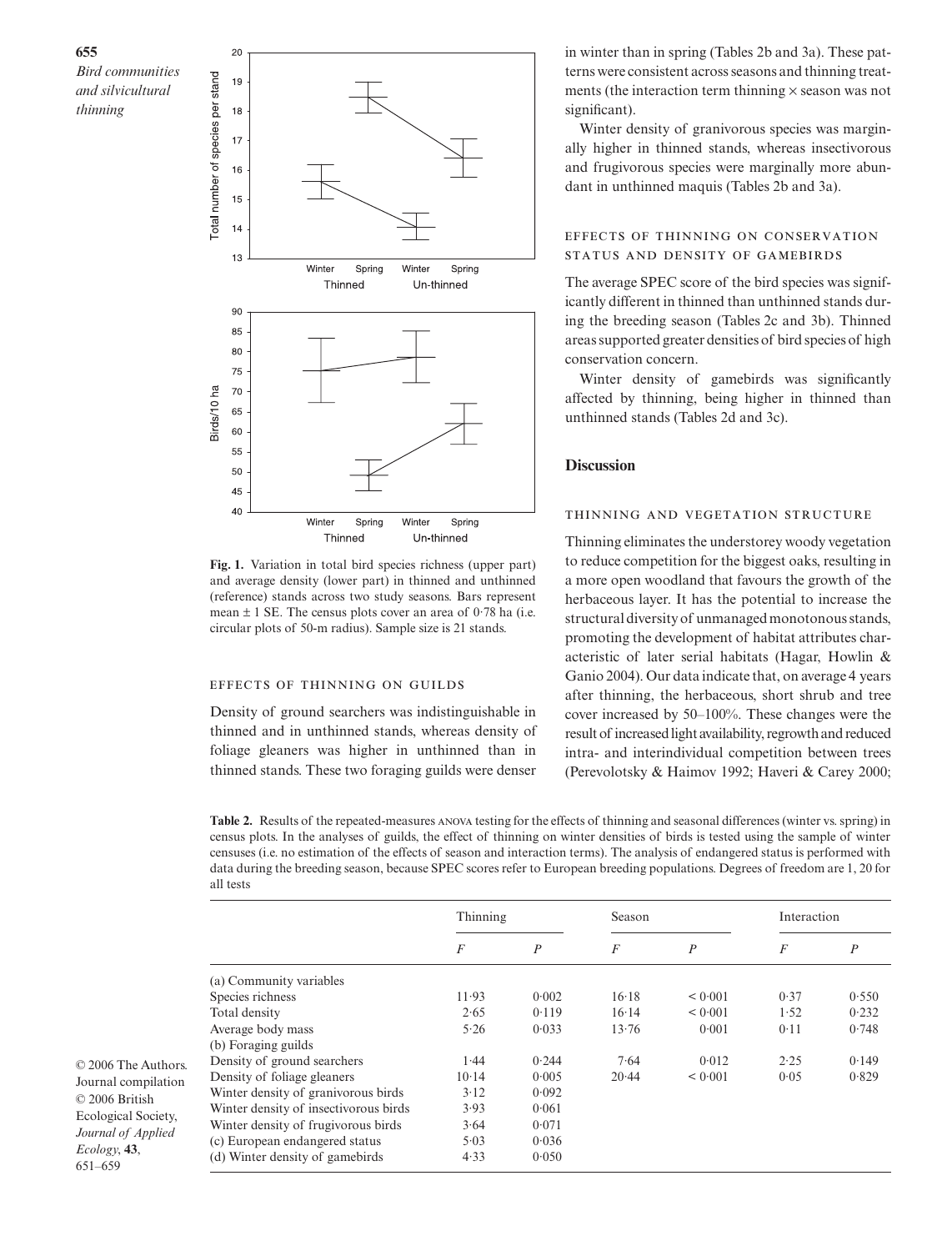in winter than in spring (Tables 2b and 3a). These patterns were consistent across seasons and thinning treatments (the interaction term thinning × season was not significant).

Winter density of granivorous species was marginally higher in thinned stands, whereas insectivorous and frugivorous species were marginally more abundant in unthinned maquis (Tables 2b and 3a).

### Effects of thinning on conservation status and density of gamebirds

The average SPEC score of the bird species was significantly different in thinned than unthinned stands during the breeding season (Tables 2c and 3b). Thinned areas supported greater densities of bird species of high conservation concern.

Winter density of gamebirds was significantly affected by thinning, being higher in thinned than unthinned stands (Tables 2d and 3c).

**Fig. 1.** Variation in total bird species richness (upper part) and average density (lower part) in thinned and unthinned (reference) stands across two study seasons. Bars represent mean ± 1 SE. The census plots cover an area of 0·78 ha (i.e. circular plots of 50-m radius). Sample size is 21 stands.

### Effects of thinning on guilds

Density of ground searchers was indistinguishable in thinned and in unthinned stands, whereas density of foliage gleaners was higher in unthinned than in thinned stands. These two foraging guilds were denser

## Discussion

### Thinning and vegetation structure

Thinning eliminates the understorey woody vegetation to reduce competition for the biggest oaks, resulting in a more open woodland that favours the growth of the herbaceous layer. It has the potential to increase the structural diversity of unmanaged monotonous stands, promoting the development of habitat attributes characteristic of later serial habitats (Hagar, Howlin & Ganio 2004). Our data indicate that, on average 4 years after thinning, the herbaceous, short shrub and tree cover increased by 50–100%. These changes were the result of increased light availability, regrowth and reduced intra- and interindividual competition between trees (Perevolotsky & Haimov 1992; Haveri & Carey 2000;

**Table 2.** Results of the repeated-measures ANOVA testing for the effects of thinning and seasonal differences (winter vs. spring) in census plots. In the analyses of guilds, the effect of thinning on winter densities of birds is tested using the sample of winter censuses (i.e. no estimation of the effects of season and interaction terms). The analysis of endangered status is performed with data during the breeding season, because SPEC scores refer to European breeding populations. Degrees of freedom are 1, 20 for all tests

| | Thinning | | Season | | Interaction | |
|---|---|---|---|---|---|---|
| | $F$ | $P$ | $F$ | $P$ | $F$ | $P$ |
| (a) Community variables | | | | | | |
| Species richness | 11·93 | 0·002 | 16·18 | < 0·001 | 0·37 | 0·550 |
| Total density | 2·65 | 0·119 | 16·14 | < 0·001 | 1·52 | 0·232 |
| Average body mass | 5·26 | 0·033 | 13·76 | 0·001 | 0·11 | 0·748 |
| (b) Foraging guilds | | | | | | |
| Density of ground searchers | 1·44 | 0·244 | 7·64 | 0·012 | 2·25 | 0·149 |
| Density of foliage gleaners | 10·14 | 0·005 | 20·44 | < 0·001 | 0·05 | 0·829 |
| Winter density of granivorous birds | 3·12 | 0·092 | | | | |
| Winter density of insectivorous birds | 3·93 | 0·061 | | | | |
| Winter density of frugivorous birds | 3·64 | 0·071 | | | | |
| (c) European endangered status | 5·03 | 0·036 | | | | |
| (d) Winter density of gamebirds | 4·33 | 0·050 | | | | |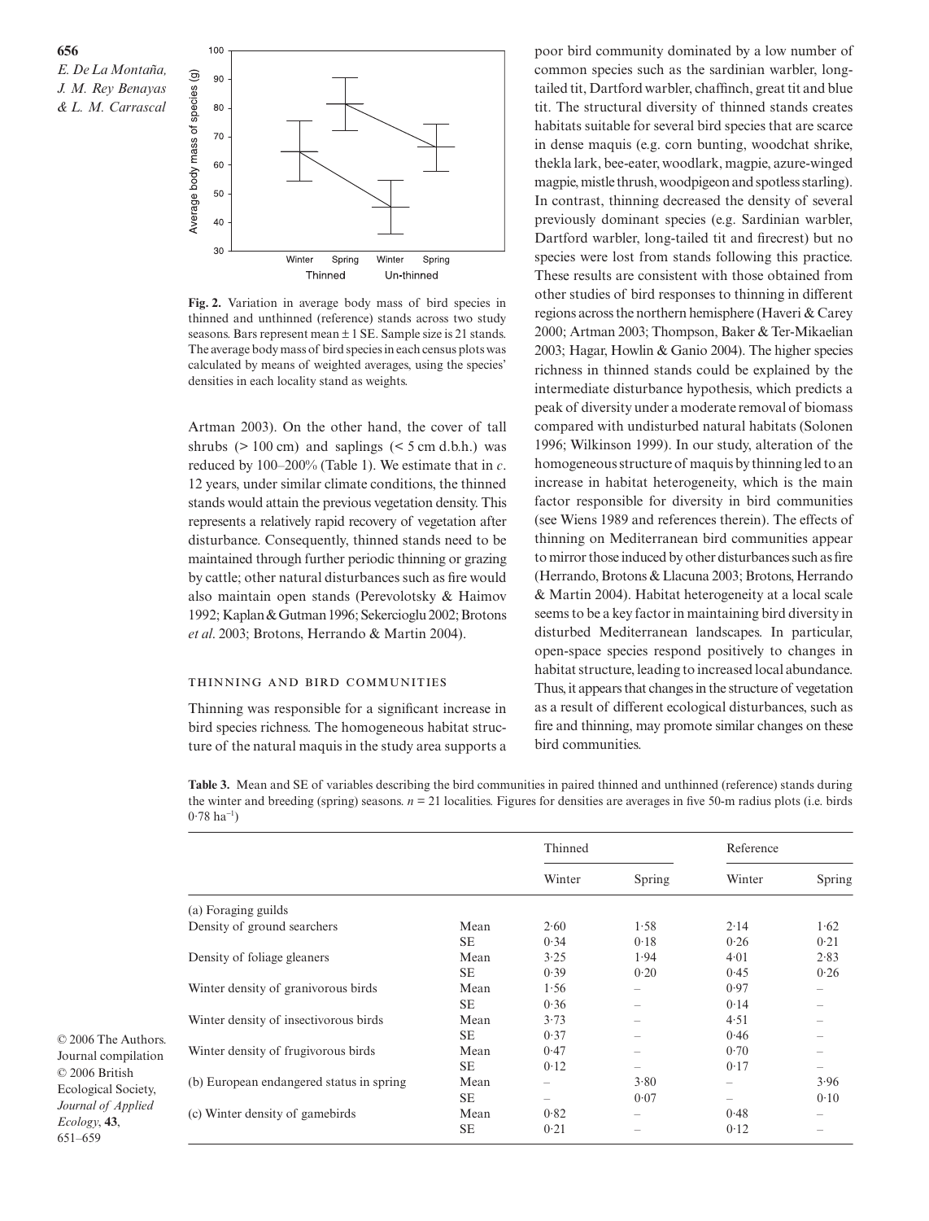**Fig. 2.** Variation in average body mass of bird species in thinned and unthinned (reference) stands across two study seasons. Bars represent mean ± 1 SE. Sample size is 21 stands. The average body mass of bird species in each census plots was calculated by means of weighted averages, using the species' densities in each locality stand as weights.

Artman 2003). On the other hand, the cover of tall shrubs (> 100 cm) and saplings (< 5 cm d.b.h.) was reduced by 100–200% (Table 1). We estimate that in *c*. 12 years, under similar climate conditions, the thinned stands would attain the previous vegetation density. This represents a relatively rapid recovery of vegetation after disturbance. Consequently, thinned stands need to be maintained through further periodic thinning or grazing by cattle; other natural disturbances such as fire would also maintain open stands (Perevolotsky & Haimov 1992; Kaplan & Gutman 1996; Sekercioglu 2002; Brotons *et al*. 2003; Brotons, Herrando & Martin 2004).

### Thinning and bird communities

Thinning was responsible for a significant increase in bird species richness. The homogeneous habitat structure of the natural maquis in the study area supports a poor bird community dominated by a low number of common species such as the sardinian warbler, long-tailed tit, Dartford warbler, chaffinch, great tit and blue tit. The structural diversity of thinned stands creates habitats suitable for several bird species that are scarce in dense maquis (e.g. corn bunting, woodchat shrike, thekla lark, bee-eater, woodlark, magpie, azure-winged magpie, mistle thrush, woodpigeon and spotless starling). In contrast, thinning decreased the density of several previously dominant species (e.g. Sardinian warbler, Dartford warbler, long-tailed tit and firecrest) but no species were lost from stands following this practice. These results are consistent with those obtained from other studies of bird responses to thinning in different regions across the northern hemisphere (Haveri & Carey 2000; Artman 2003; Thompson, Baker & Ter-Mikaelian 2003; Hagar, Howlin & Ganio 2004). The higher species richness in thinned stands could be explained by the intermediate disturbance hypothesis, which predicts a peak of diversity under a moderate removal of biomass compared with undisturbed natural habitats (Solonen 1996; Wilkinson 1999). In our study, alteration of the homogeneous structure of maquis by thinning led to an increase in habitat heterogeneity, which is the main factor responsible for diversity in bird communities (see Wiens 1989 and references therein). The effects of thinning on Mediterranean bird communities appear to mirror those induced by other disturbances such as fire (Herrando, Brotons & Llacuna 2003; Brotons, Herrando & Martin 2004). Habitat heterogeneity at a local scale seems to be a key factor in maintaining bird diversity in disturbed Mediterranean landscapes. In particular, open-space species respond positively to changes in habitat structure, leading to increased local abundance. Thus, it appears that changes in the structure of vegetation as a result of different ecological disturbances, such as fire and thinning, may promote similar changes on these bird communities.

**Table 3.** Mean and SE of variables describing the bird communities in paired thinned and unthinned (reference) stands during the winter and breeding (spring) seasons. $n = 21$ localities. Figures for densities are averages in five 50-m radius plots (i.e. birds 0·78 ha$^{-1}$)

| | | Thinned | | Reference | |
|---|---|---|---|---|---|
| | | Winter | Spring | Winter | Spring |
| (a) Foraging guilds | | | | | |
| Density of ground searchers | Mean | 2·60 | 1·58 | 2·14 | 1·62 |
| | SE | 0·34 | 0·18 | 0·26 | 0·21 |
| Density of foliage gleaners | Mean | 3·25 | 1·94 | 4·01 | 2·83 |
| | SE | 0·39 | 0·20 | 0·45 | 0·26 |
| Winter density of granivorous birds | Mean | 1·56 | – | 0·97 | – |
| | SE | 0·36 | – | 0·14 | – |
| Winter density of insectivorous birds | Mean | 3·73 | – | 4·51 | – |
| | SE | 0·37 | – | 0·46 | – |
| Winter density of frugivorous birds | Mean | 0·47 | – | 0·70 | – |
| | SE | 0·12 | – | 0·17 | – |
| (b) European endangered status in spring | Mean | – | 3·80 | – | 3·96 |
| | SE | – | 0·07 | – | 0·10 |
| (c) Winter density of gamebirds | Mean | 0·82 | – | 0·48 | – |
| | SE | 0·21 | – | 0·12 | – |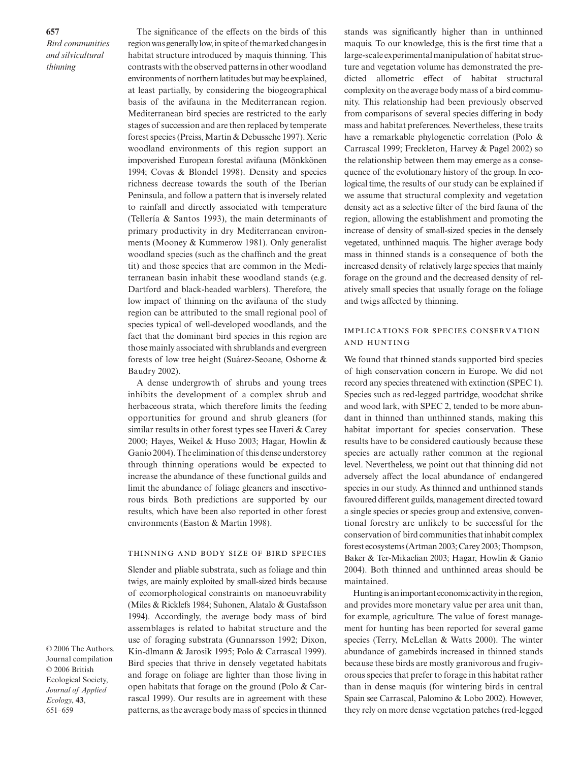The significance of the effects on the birds of this region was generally low, in spite of the marked changes in habitat structure introduced by maquis thinning. This contrasts with the observed patterns in other woodland environments of northern latitudes but may be explained, at least partially, by considering the biogeographical basis of the avifauna in the Mediterranean region. Mediterranean bird species are restricted to the early stages of succession and are then replaced by temperate forest species (Preiss, Martin & Debussche 1997). Xeric woodland environments of this region support an impoverished European forestal avifauna (Mönkkönen 1994; Covas & Blondel 1998). Density and species richness decrease towards the south of the Iberian Peninsula, and follow a pattern that is inversely related to rainfall and directly associated with temperature (Tellería & Santos 1993), the main determinants of primary productivity in dry Mediterranean environments (Mooney & Kummerow 1981). Only generalist woodland species (such as the chaffinch and the great tit) and those species that are common in the Mediterranean basin inhabit these woodland stands (e.g. Dartford and black-headed warblers). Therefore, the low impact of thinning on the avifauna of the study region can be attributed to the small regional pool of species typical of well-developed woodlands, and the fact that the dominant bird species in this region are those mainly associated with shrublands and evergreen forests of low tree height (Suárez-Seoane, Osborne & Baudry 2002).

A dense undergrowth of shrubs and young trees inhibits the development of a complex shrub and herbaceous strata, which therefore limits the feeding opportunities for ground and shrub gleaners (for similar results in other forest types see Haveri & Carey 2000; Hayes, Weikel & Huso 2003; Hagar, Howlin & Ganio 2004). The elimination of this dense understorey through thinning operations would be expected to increase the abundance of these functional guilds and limit the abundance of foliage gleaners and insectivorous birds. Both predictions are supported by our results, which have been also reported in other forest environments (Easton & Martin 1998).

### THINNING AND BODY SIZE OF BIRD SPECIES

Slender and pliable substrata, such as foliage and thin twigs, are mainly exploited by small-sized birds because of ecomorphological constraints on manoeuvrability (Miles & Ricklefs 1984; Suhonen, Alatalo & Gustafsson 1994). Accordingly, the average body mass of bird assemblages is related to habitat structure and the use of foraging substrata (Gunnarsson 1992; Dixon, Kin-dlmann & Jarosik 1995; Polo & Carrascal 1999). Bird species that thrive in densely vegetated habitats and forage on foliage are lighter than those living in open habitats that forage on the ground (Polo & Carrascal 1999). Our results are in agreement with these patterns, as the average body mass of species in thinned stands was significantly higher than in unthinned maquis. To our knowledge, this is the first time that a large-scale experimental manipulation of habitat structure and vegetation volume has demonstrated the predicted allometric effect of habitat structural complexity on the average body mass of a bird community. This relationship had been previously observed from comparisons of several species differing in body mass and habitat preferences. Nevertheless, these traits have a remarkable phylogenetic correlation (Polo & Carrascal 1999; Freckleton, Harvey & Pagel 2002) so the relationship between them may emerge as a consequence of the evolutionary history of the group. In ecological time, the results of our study can be explained if we assume that structural complexity and vegetation density act as a selective filter of the bird fauna of the region, allowing the establishment and promoting the increase of density of small-sized species in the densely vegetated, unthinned maquis. The higher average body mass in thinned stands is a consequence of both the increased density of relatively large species that mainly forage on the ground and the decreased density of relatively small species that usually forage on the foliage and twigs affected by thinning.

### IMPLICATIONS FOR SPECIES CONSERVATION AND HUNTING

We found that thinned stands supported bird species of high conservation concern in Europe. We did not record any species threatened with extinction (SPEC 1). Species such as red-legged partridge, woodchat shrike and wood lark, with SPEC 2, tended to be more abundant in thinned than unthinned stands, making this habitat important for species conservation. These results have to be considered cautiously because these species are actually rather common at the regional level. Nevertheless, we point out that thinning did not adversely affect the local abundance of endangered species in our study. As thinned and unthinned stands favoured different guilds, management directed toward a single species or species group and extensive, conventional forestry are unlikely to be successful for the conservation of bird communities that inhabit complex forest ecosystems (Artman 2003; Carey 2003; Thompson, Baker & Ter-Mikaelian 2003; Hagar, Howlin & Ganio 2004). Both thinned and unthinned areas should be maintained.

Hunting is an important economic activity in the region, and provides more monetary value per area unit than, for example, agriculture. The value of forest management for hunting has been reported for several game species (Terry, McLellan & Watts 2000). The winter abundance of gamebirds increased in thinned stands because these birds are mostly granivorous and frugivorous species that prefer to forage in this habitat rather than in dense maquis (for wintering birds in central Spain see Carrascal, Palomino & Lobo 2002). However, they rely on more dense vegetation patches (red-legged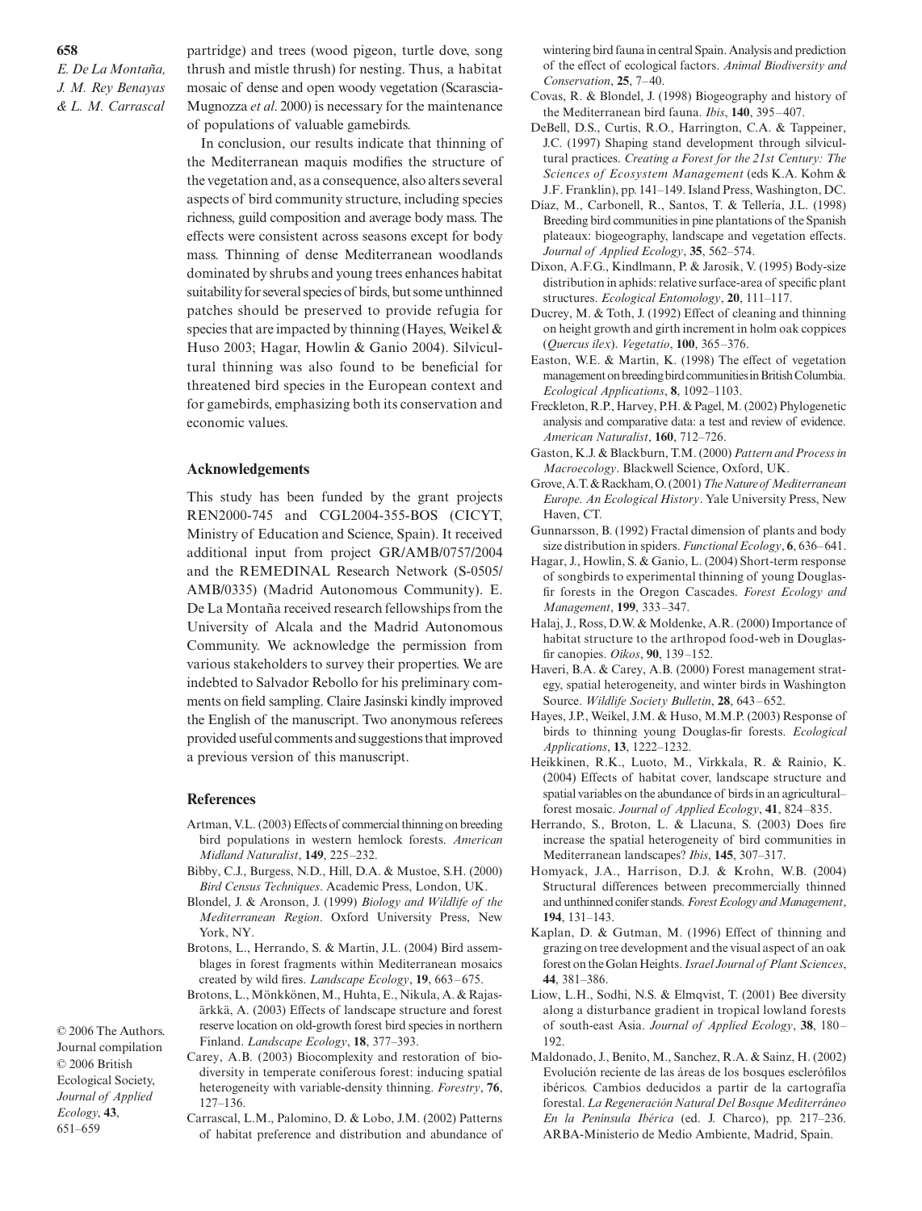partridge) and trees (wood pigeon, turtle dove, song thrush and mistle thrush) for nesting. Thus, a habitat mosaic of dense and open woody vegetation (Scarascia-Mugnozza *et al*. 2000) is necessary for the maintenance of populations of valuable gamebirds.

In conclusion, our results indicate that thinning of the Mediterranean maquis modifies the structure of the vegetation and, as a consequence, also alters several aspects of bird community structure, including species richness, guild composition and average body mass. The effects were consistent across seasons except for body mass. Thinning of dense Mediterranean woodlands dominated by shrubs and young trees enhances habitat suitability for several species of birds, but some unthinned patches should be preserved to provide refugia for species that are impacted by thinning (Hayes, Weikel & Huso 2003; Hagar, Howlin & Ganio 2004). Silvicultural thinning was also found to be beneficial for threatened bird species in the European context and for gamebirds, emphasizing both its conservation and economic values.

## Acknowledgements

This study has been funded by the grant projects REN2000-745 and CGL2004-355-BOS (CICYT, Ministry of Education and Science, Spain). It received additional input from project GR/AMB/0757/2004 and the REMEDINAL Research Network (S-0505/AMB/0335) (Madrid Autonomous Community). E. De La Montaña received research fellowships from the University of Alcala and the Madrid Autonomous Community. We acknowledge the permission from various stakeholders to survey their properties. We are indebted to Salvador Rebollo for his preliminary comments on field sampling. Claire Jasinski kindly improved the English of the manuscript. Two anonymous referees provided useful comments and suggestions that improved a previous version of this manuscript.

## References

Artman, V.L. (2003) Effects of commercial thinning on breeding bird populations in western hemlock forests. *American Midland Naturalist*, **149**, 225–232.

Bibby, C.J., Burgess, N.D., Hill, D.A. & Mustoe, S.H. (2000) *Bird Census Techniques*. Academic Press, London, UK.

Blondel, J. & Aronson, J. (1999) *Biology and Wildlife of the Mediterranean Region*. Oxford University Press, New York, NY.

Brotons, L., Herrando, S. & Martin, J.L. (2004) Bird assemblages in forest fragments within Mediterranean mosaics created by wild fires. *Landscape Ecology*, **19**, 663–675.

Brotons, L., Mönkkönen, M., Huhta, E., Nikula, A. & Rajasärkkä, A. (2003) Effects of landscape structure and forest reserve location on old-growth forest bird species in northern Finland. *Landscape Ecology*, **18**, 377–393.

Carey, A.B. (2003) Biocomplexity and restoration of biodiversity in temperate coniferous forest: inducing spatial heterogeneity with variable-density thinning. *Forestry*, **76**, 127–136.

Carrascal, L.M., Palomino, D. & Lobo, J.M. (2002) Patterns of habitat preference and distribution and abundance of wintering bird fauna in central Spain. Analysis and prediction of the effect of ecological factors. *Animal Biodiversity and Conservation*, **25**, 7–40.

Covas, R. & Blondel, J. (1998) Biogeography and history of the Mediterranean bird fauna. *Ibis*, **140**, 395–407.

DeBell, D.S., Curtis, R.O., Harrington, C.A. & Tappeiner, J.C. (1997) Shaping stand development through silvicultural practices. *Creating a Forest for the 21st Century: The Sciences of Ecosystem Management* (eds K.A. Kohm & J.F. Franklin), pp. 141–149. Island Press, Washington, DC.

Díaz, M., Carbonell, R., Santos, T. & Tellería, J.L. (1998) Breeding bird communities in pine plantations of the Spanish plateaux: biogeography, landscape and vegetation effects. *Journal of Applied Ecology*, **35**, 562–574.

Dixon, A.F.G., Kindlmann, P. & Jarosik, V. (1995) Body-size distribution in aphids: relative surface-area of specific plant structures. *Ecological Entomology*, **20**, 111–117.

Ducrey, M. & Toth, J. (1992) Effect of cleaning and thinning on height growth and girth increment in holm oak coppices (*Quercus ilex*). *Vegetatio*, **100**, 365–376.

Easton, W.E. & Martin, K. (1998) The effect of vegetation management on breeding bird communities in British Columbia. *Ecological Applications*, **8**, 1092–1103.

Freckleton, R.P., Harvey, P.H. & Pagel, M. (2002) Phylogenetic analysis and comparative data: a test and review of evidence. *American Naturalist*, **160**, 712–726.

Gaston, K.J. & Blackburn, T.M. (2000) *Pattern and Process in Macroecology*. Blackwell Science, Oxford, UK.

Grove, A.T. & Rackham, O. (2001) *The Nature of Mediterranean Europe. An Ecological History*. Yale University Press, New Haven, CT.

Gunnarsson, B. (1992) Fractal dimension of plants and body size distribution in spiders. *Functional Ecology*, **6**, 636–641.

Hagar, J., Howlin, S. & Ganio, L. (2004) Short-term response of songbirds to experimental thinning of young Douglas-fir forests in the Oregon Cascades. *Forest Ecology and Management*, **199**, 333–347.

Halaj, J., Ross, D.W. & Moldenke, A.R. (2000) Importance of habitat structure to the arthropod food-web in Douglas-fir canopies. *Oikos*, **90**, 139–152.

Haveri, B.A. & Carey, A.B. (2000) Forest management strategy, spatial heterogeneity, and winter birds in Washington Source. *Wildlife Society Bulletin*, **28**, 643–652.

Hayes, J.P., Weikel, J.M. & Huso, M.M.P. (2003) Response of birds to thinning young Douglas-fir forests. *Ecological Applications*, **13**, 1222–1232.

Heikkinen, R.K., Luoto, M., Virkkala, R. & Rainio, K. (2004) Effects of habitat cover, landscape structure and spatial variables on the abundance of birds in an agricultural–forest mosaic. *Journal of Applied Ecology*, **41**, 824–835.

Herrando, S., Broton, L. & Llacuna, S. (2003) Does fire increase the spatial heterogeneity of bird communities in Mediterranean landscapes? *Ibis*, **145**, 307–317.

Homyack, J.A., Harrison, D.J. & Krohn, W.B. (2004) Structural differences between precommercially thinned and unthinned conifer stands. *Forest Ecology and Management*, **194**, 131–143.

Kaplan, D. & Gutman, M. (1996) Effect of thinning and grazing on tree development and the visual aspect of an oak forest on the Golan Heights. *Israel Journal of Plant Sciences*, **44**, 381–386.

Liow, L.H., Sodhi, N.S. & Elmqvist, T. (2001) Bee diversity along a disturbance gradient in tropical lowland forests of south-east Asia. *Journal of Applied Ecology*, **38**, 180–192.

Maldonado, J., Benito, M., Sanchez, R.A. & Sainz, H. (2002) Evolución reciente de las áreas de los bosques esclerófilos ibéricos. Cambios deducidos a partir de la cartografía forestal. *La Regeneración Natural Del Bosque Mediterráneo En la Península Ibérica* (ed. J. Charco), pp. 217–236. ARBA-Ministerio de Medio Ambiente, Madrid, Spain.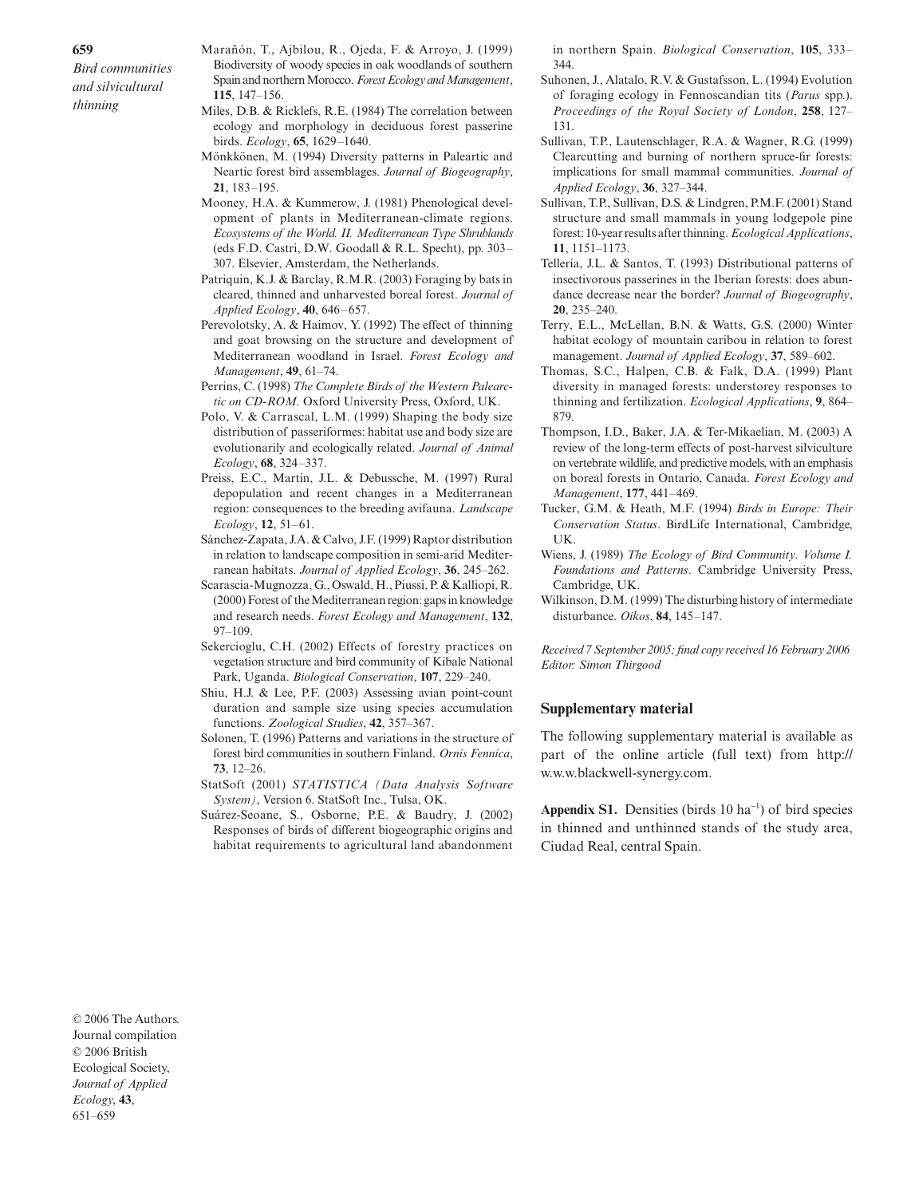Marañón, T., Ajbilou, R., Ojeda, F. & Arroyo, J. (1999) Biodiversity of woody species in oak woodlands of southern Spain and northern Morocco. *Forest Ecology and Management*, **115**, 147–156.

Miles, D.B. & Ricklefs, R.E. (1984) The correlation between ecology and morphology in deciduous forest passerine birds. *Ecology*, **65**, 1629–1640.

Mönkkönen, M. (1994) Diversity patterns in Paleartic and Neartic forest bird assemblages. *Journal of Biogeography*, **21**, 183–195.

Mooney, H.A. & Kummerow, J. (1981) Phenological development of plants in Mediterranean-climate regions. *Ecosystems of the World. II. Mediterranean Type Shrublands* (eds F.D. Castri, D.W. Goodall & R.L. Specht), pp. 303–307. Elsevier, Amsterdam, the Netherlands.

Patriquin, K.J. & Barclay, R.M.R. (2003) Foraging by bats in cleared, thinned and unharvested boreal forest. *Journal of Applied Ecology*, **40**, 646–657.

Perevolotsky, A. & Haimov, Y. (1992) The effect of thinning and goat browsing on the structure and development of Mediterranean woodland in Israel. *Forest Ecology and Management*, **49**, 61–74.

Perrins, C. (1998) *The Complete Birds of the Western Palearctic on CD-ROM.* Oxford University Press, Oxford, UK.

Polo, V. & Carrascal, L.M. (1999) Shaping the body size distribution of passeriformes: habitat use and body size are evolutionarily and ecologically related. *Journal of Animal Ecology*, **68**, 324–337.

Preiss, E.C., Martin, J.L. & Debussche, M. (1997) Rural depopulation and recent changes in a Mediterranean region: consequences to the breeding avifauna. *Landscape Ecology*, **12**, 51–61.

Sánchez-Zapata, J.A. & Calvo, J.F. (1999) Raptor distribution in relation to landscape composition in semi-arid Mediterranean habitats. *Journal of Applied Ecology*, **36**, 245–262.

Scarascia-Mugnozza, G., Oswald, H., Piussi, P. & Kalliopi, R. (2000) Forest of the Mediterranean region: gaps in knowledge and research needs. *Forest Ecology and Management*, **132**, 97–109.

Sekercioglu, C.H. (2002) Effects of forestry practices on vegetation structure and bird community of Kibale National Park, Uganda. *Biological Conservation*, **107**, 229–240.

Shiu, H.J. & Lee, P.F. (2003) Assessing avian point-count duration and sample size using species accumulation functions. *Zoological Studies*, **42**, 357–367.

Solonen, T. (1996) Patterns and variations in the structure of forest bird communities in southern Finland. *Ornis Fennica*, **73**, 12–26.

StatSoft (2001) *STATISTICA (Data Analysis Software System)*, Version 6. StatSoft Inc., Tulsa, OK.

Suárez-Seoane, S., Osborne, P.E. & Baudry, J. (2002) Responses of birds of different biogeographic origins and habitat requirements to agricultural land abandonment in northern Spain. *Biological Conservation*, **105**, 333–344.

Suhonen, J., Alatalo, R.V. & Gustafsson, L. (1994) Evolution of foraging ecology in Fennoscandian tits (*Parus* spp.). *Proceedings of the Royal Society of London*, **258**, 127–131.

Sullivan, T.P., Lautenschlager, R.A. & Wagner, R.G. (1999) Clearcutting and burning of northern spruce-fir forests: implications for small mammal communities. *Journal of Applied Ecology*, **36**, 327–344.

Sullivan, T.P., Sullivan, D.S. & Lindgren, P.M.F. (2001) Stand structure and small mammals in young lodgepole pine forest: 10-year results after thinning. *Ecological Applications*, **11**, 1151–1173.

Tellería, J.L. & Santos, T. (1993) Distributional patterns of insectivorous passerines in the Iberian forests: does abundance decrease near the border? *Journal of Biogeography*, **20**, 235–240.

Terry, E.L., McLellan, B.N. & Watts, G.S. (2000) Winter habitat ecology of mountain caribou in relation to forest management. *Journal of Applied Ecology*, **37**, 589–602.

Thomas, S.C., Halpen, C.B. & Falk, D.A. (1999) Plant diversity in managed forests: understorey responses to thinning and fertilization. *Ecological Applications*, **9**, 864–879.

Thompson, I.D., Baker, J.A. & Ter-Mikaelian, M. (2003) A review of the long-term effects of post-harvest silviculture on vertebrate wildlife, and predictive models, with an emphasis on boreal forests in Ontario, Canada. *Forest Ecology and Management*, **177**, 441–469.

Tucker, G.M. & Heath, M.F. (1994) *Birds in Europe: Their Conservation Status*. BirdLife International, Cambridge, UK.

Wiens, J. (1989) *The Ecology of Bird Community. Volume I. Foundations and Patterns*. Cambridge University Press, Cambridge, UK.

Wilkinson, D.M. (1999) The disturbing history of intermediate disturbance. *Oikos*, **84**, 145–147.

*Received 7 September 2005; final copy received 16 February 2006*
*Editor: Simon Thirgood*

## Supplementary material

The following supplementary material is available as part of the online article (full text) from http://w.w.w.blackwell-synergy.com.

**Appendix S1.** Densities (birds 10 $ha^{-1}$) of bird species in thinned and unthinned stands of the study area, Ciudad Real, central Spain.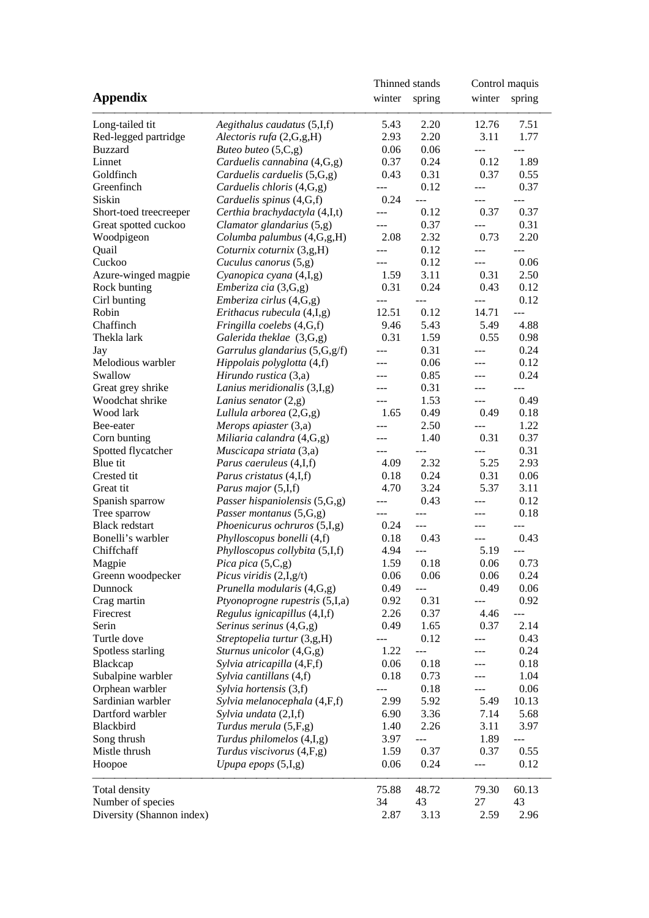## Appendix

| | | Thinned stands | | Control maquis | |
|---|---|---|---|---|---|
| | | winter | spring | winter | spring |
| Long-tailed tit | *Aegithalus caudatus* (5,I,f) | 5.43 | 2.20 | 12.76 | 7.51 |
| Red-legged partridge | *Alectoris rufa* (2,G,g,H) | 2.93 | 2.20 | 3.11 | 1.77 |
| Buzzard | *Buteo buteo* (5,C,g) | 0.06 | 0.06 | --- | --- |
| Linnet | *Carduelis cannabina* (4,G,g) | 0.37 | 0.24 | 0.12 | 1.89 |
| Goldfinch | *Carduelis carduelis* (5,G,g) | 0.43 | 0.31 | 0.37 | 0.55 |
| Greenfinch | *Carduelis chloris* (4,G,g) | --- | 0.12 | --- | 0.37 |
| Siskin | *Carduelis spinus* (4,G,f) | 0.24 | --- | --- | --- |
| Short-toed treecreeper | *Certhia brachydactyla* (4,I,t) | --- | 0.12 | 0.37 | 0.37 |
| Great spotted cuckoo | *Clamator glandarius* (5,g) | --- | 0.37 | --- | 0.31 |
| Woodpigeon | *Columba palumbus* (4,G,g,H) | 2.08 | 2.32 | 0.73 | 2.20 |
| Quail | *Coturnix coturnix* (3,g,H) | --- | 0.12 | --- | --- |
| Cuckoo | *Cuculus canorus* (5,g) | --- | 0.12 | --- | 0.06 |
| Azure-winged magpie | *Cyanopica cyana* (4,I,g) | 1.59 | 3.11 | 0.31 | 2.50 |
| Rock bunting | *Emberiza cia* (3,G,g) | 0.31 | 0.24 | 0.43 | 0.12 |
| Cirl bunting | *Emberiza cirlus* (4,G,g) | --- | --- | --- | 0.12 |
| Robin | *Erithacus rubecula* (4,I,g) | 12.51 | 0.12 | 14.71 | --- |
| Chaffinch | *Fringilla coelebs* (4,G,f) | 9.46 | 5.43 | 5.49 | 4.88 |
| Thekla lark | *Galerida theklae* (3,G,g) | 0.31 | 1.59 | 0.55 | 0.98 |
| Jay | *Garrulus glandarius* (5,G,g/f) | --- | 0.31 | --- | 0.24 |
| Melodious warbler | *Hippolais polyglotta* (4,f) | --- | 0.06 | --- | 0.12 |
| Swallow | *Hirundo rustica* (3,a) | --- | 0.85 | --- | 0.24 |
| Great grey shrike | *Lanius meridionalis* (3,I,g) | --- | 0.31 | --- | --- |
| Woodchat shrike | *Lanius senator* (2,g) | --- | 1.53 | --- | 0.49 |
| Wood lark | *Lullula arborea* (2,G,g) | 1.65 | 0.49 | 0.49 | 0.18 |
| Bee-eater | *Merops apiaster* (3,a) | --- | 2.50 | --- | 1.22 |
| Corn bunting | *Miliaria calandra* (4,G,g) | --- | 1.40 | 0.31 | 0.37 |
| Spotted flycatcher | *Muscicapa striata* (3,a) | --- | --- | --- | 0.31 |
| Blue tit | *Parus caeruleus* (4,I,f) | 4.09 | 2.32 | 5.25 | 2.93 |
| Crested tit | *Parus cristatus* (4,I,f) | 0.18 | 0.24 | 0.31 | 0.06 |
| Great tit | *Parus major* (5,I,f) | 4.70 | 3.24 | 5.37 | 3.11 |
| Spanish sparrow | *Passer hispaniolensis* (5,G,g) | --- | 0.43 | --- | 0.12 |
| Tree sparrow | *Passer montanus* (5,G,g) | --- | --- | --- | 0.18 |
| Black redstart | *Phoenicurus ochruros* (5,I,g) | 0.24 | --- | --- | --- |
| Bonelli's warbler | *Phylloscopus bonelli* (4,f) | 0.18 | 0.43 | --- | 0.43 |
| Chiffchaff | *Phylloscopus collybita* (5,I,f) | 4.94 | --- | 5.19 | --- |
| Magpie | *Pica pica* (5,C,g) | 1.59 | 0.18 | 0.06 | 0.73 |
| Greenn woodpecker | *Picus viridis* (2,I,g/t) | 0.06 | 0.06 | 0.06 | 0.24 |
| Dunnock | *Prunella modularis* (4,G,g) | 0.49 | --- | 0.49 | 0.06 |
| Crag martin | *Ptyonoprogne rupestris* (5,I,a) | 0.92 | 0.31 | --- | 0.92 |
| Firecrest | *Regulus ignicapillus* (4,I,f) | 2.26 | 0.37 | 4.46 | --- |
| Serin | *Serinus serinus* (4,G,g) | 0.49 | 1.65 | 0.37 | 2.14 |
| Turtle dove | *Streptopelia turtur* (3,g,H) | --- | 0.12 | --- | 0.43 |
| Spotless starling | *Sturnus unicolor* (4,G,g) | 1.22 | --- | --- | 0.24 |
| Blackcap | *Sylvia atricapilla* (4,F,f) | 0.06 | 0.18 | --- | 0.18 |
| Subalpine warbler | *Sylvia cantillans* (4,f) | 0.18 | 0.73 | --- | 1.04 |
| Orphean warbler | *Sylvia hortensis* (3,f) | --- | 0.18 | --- | 0.06 |
| Sardinian warbler | *Sylvia melanocephala* (4,F,f) | 2.99 | 5.92 | 5.49 | 10.13 |
| Dartford warbler | *Sylvia undata* (2,I,f) | 6.90 | 3.36 | 7.14 | 5.68 |
| Blackbird | *Turdus merula* (5,F,g) | 1.40 | 2.26 | 3.11 | 3.97 |
| Song thrush | *Turdus philomelos* (4,I,g) | 3.97 | --- | 1.89 | --- |
| Mistle thrush | *Turdus viscivorus* (4,F,g) | 1.59 | 0.37 | 0.37 | 0.55 |
| Hoopoe | *Upupa epops* (5,I,g) | 0.06 | 0.24 | --- | 0.12 |
| Total density | | 75.88 | 48.72 | 79.30 | 60.13 |
| Number of species | | 34 | 43 | 27 | 43 |
| Diversity (Shannon index) | | 2.87 | 3.13 | 2.59 | 2.96 |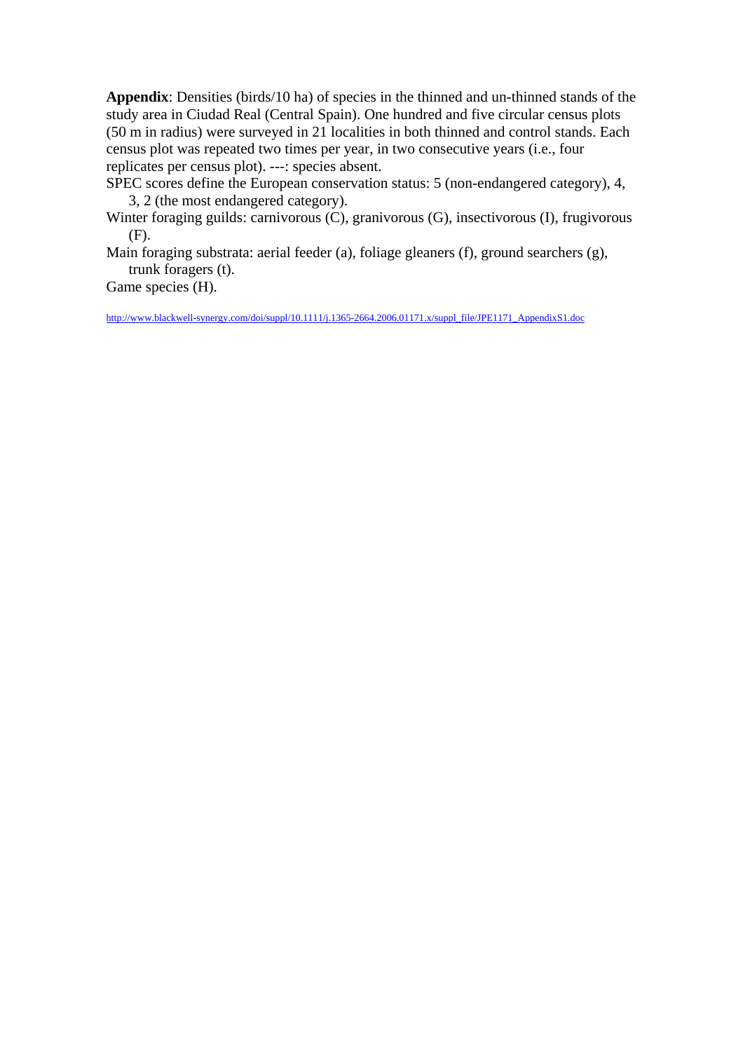**Appendix**: Densities (birds/10 ha) of species in the thinned and un-thinned stands of the study area in Ciudad Real (Central Spain). One hundred and five circular census plots (50 m in radius) were surveyed in 21 localities in both thinned and control stands. Each census plot was repeated two times per year, in two consecutive years (i.e., four replicates per census plot). ---: species absent.

SPEC scores define the European conservation status: 5 (non-endangered category), 4, 3, 2 (the most endangered category).

Winter foraging guilds: carnivorous (C), granivorous (G), insectivorous (I), frugivorous (F).

Main foraging substrata: aerial feeder (a), foliage gleaners (f), ground searchers (g), trunk foragers (t).

Game species (H).

http://www.blackwell-synergy.com/doi/suppl/10.1111/j.1365-2664.2006.01171.x/suppl_file/JPE1171_AppendixS1.doc